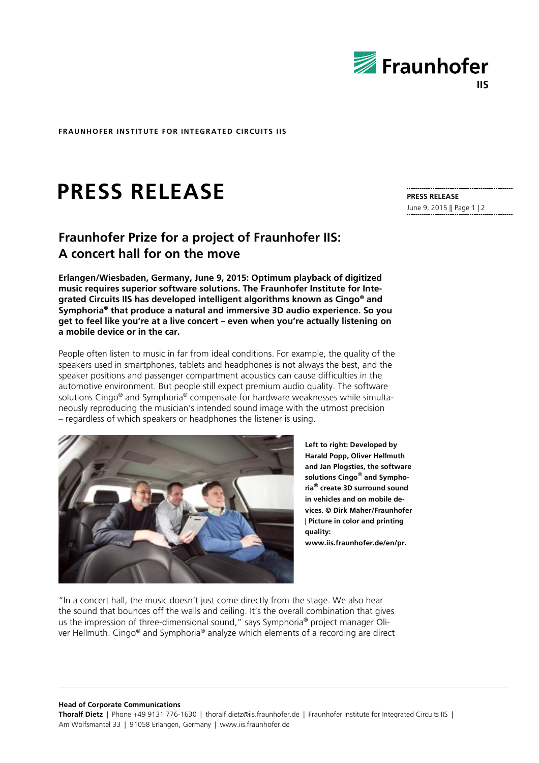**FRAUNHOFER INSTITUTE FOR INTEGRATED CIRCUITS IIS**

# PRESS RELEASE

**PRESS RELEASE**
June 9, 2015 || Page 1 | 2

## Fraunhofer Prize for a project of Fraunhofer IIS: A concert hall for on the move

**Erlangen/Wiesbaden, Germany, June 9, 2015: Optimum playback of digitized music requires superior software solutions. The Fraunhofer Institute for Integrated Circuits IIS has developed intelligent algorithms known as Cingo® and Symphoria® that produce a natural and immersive 3D audio experience. So you get to feel like you're at a live concert – even when you're actually listening on a mobile device or in the car.**

People often listen to music in far from ideal conditions. For example, the quality of the speakers used in smartphones, tablets and headphones is not always the best, and the speaker positions and passenger compartment acoustics can cause difficulties in the automotive environment. But people still expect premium audio quality. The software solutions Cingo® and Symphoria® compensate for hardware weaknesses while simultaneously reproducing the musician's intended sound image with the utmost precision – regardless of which speakers or headphones the listener is using.

**Left to right: Developed by Harald Popp, Oliver Hellmuth and Jan Plogsties, the software solutions Cingo® and Symphoria® create 3D surround sound in vehicles and on mobile devices. © Dirk Maher/Fraunhofer | Picture in color and printing quality: www.iis.fraunhofer.de/en/pr.**

"In a concert hall, the music doesn't just come directly from the stage. We also hear the sound that bounces off the walls and ceiling. It's the overall combination that gives us the impression of three-dimensional sound," says Symphoria® project manager Oliver Hellmuth. Cingo® and Symphoria® analyze which elements of a recording are direct

**Head of Corporate Communications**
**Thoralf Dietz** | Phone +49 9131 776-1630 | thoralf.dietz@iis.fraunhofer.de | Fraunhofer Institute for Integrated Circuits IIS | Am Wolfsmantel 33 | 91058 Erlangen, Germany | www.iis.fraunhofer.de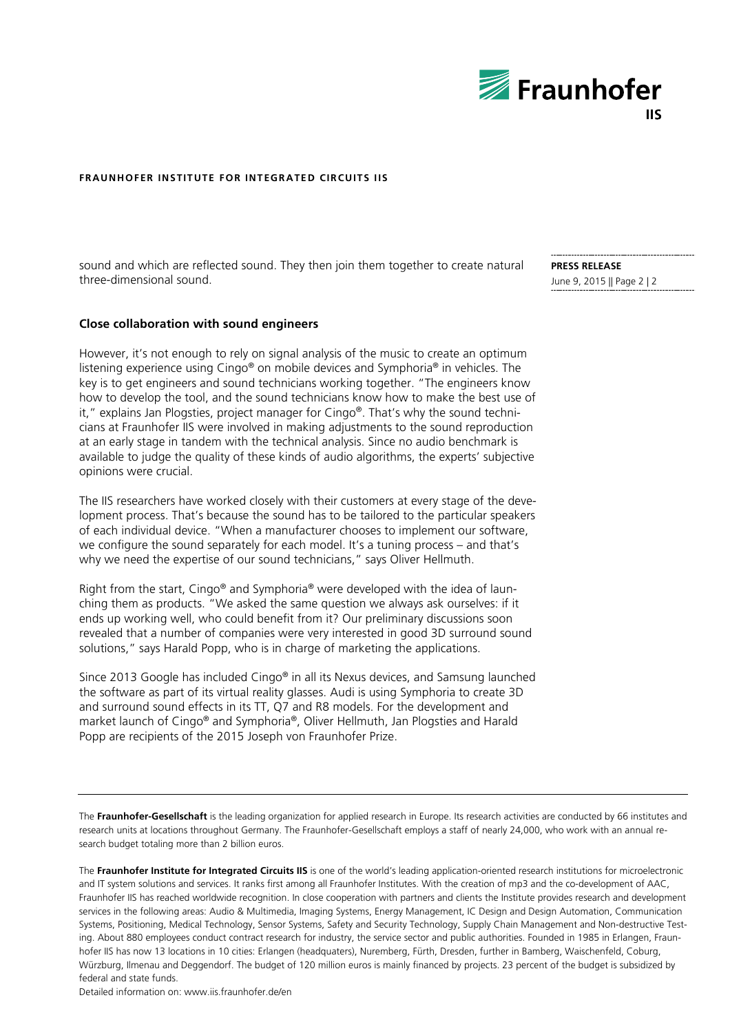sound and which are reflected sound. They then join them together to create natural three-dimensional sound.

## Close collaboration with sound engineers

However, it's not enough to rely on signal analysis of the music to create an optimum listening experience using Cingo® on mobile devices and Symphoria® in vehicles. The key is to get engineers and sound technicians working together. "The engineers know how to develop the tool, and the sound technicians know how to make the best use of it," explains Jan Plogsties, project manager for Cingo®. That's why the sound technicians at Fraunhofer IIS were involved in making adjustments to the sound reproduction at an early stage in tandem with the technical analysis. Since no audio benchmark is available to judge the quality of these kinds of audio algorithms, the experts' subjective opinions were crucial.

The IIS researchers have worked closely with their customers at every stage of the development process. That's because the sound has to be tailored to the particular speakers of each individual device. "When a manufacturer chooses to implement our software, we configure the sound separately for each model. It's a tuning process – and that's why we need the expertise of our sound technicians," says Oliver Hellmuth.

Right from the start, Cingo® and Symphoria® were developed with the idea of launching them as products. "We asked the same question we always ask ourselves: if it ends up working well, who could benefit from it? Our preliminary discussions soon revealed that a number of companies were very interested in good 3D surround sound solutions," says Harald Popp, who is in charge of marketing the applications.

Since 2013 Google has included Cingo® in all its Nexus devices, and Samsung launched the software as part of its virtual reality glasses. Audi is using Symphoria to create 3D and surround sound effects in its TT, Q7 and R8 models. For the development and market launch of Cingo® and Symphoria®, Oliver Hellmuth, Jan Plogsties and Harald Popp are recipients of the 2015 Joseph von Fraunhofer Prize.

---

The **Fraunhofer-Gesellschaft** is the leading organization for applied research in Europe. Its research activities are conducted by 66 institutes and research units at locations throughout Germany. The Fraunhofer-Gesellschaft employs a staff of nearly 24,000, who work with an annual research budget totaling more than 2 billion euros.

The **Fraunhofer Institute for Integrated Circuits IIS** is one of the world's leading application-oriented research institutions for microelectronic and IT system solutions and services. It ranks first among all Fraunhofer Institutes. With the creation of mp3 and the co-development of AAC, Fraunhofer IIS has reached worldwide recognition. In close cooperation with partners and clients the Institute provides research and development services in the following areas: Audio & Multimedia, Imaging Systems, Energy Management, IC Design and Design Automation, Communication Systems, Positioning, Medical Technology, Sensor Systems, Safety and Security Technology, Supply Chain Management and Non-destructive Testing. About 880 employees conduct contract research for industry, the service sector and public authorities. Founded in 1985 in Erlangen, Fraunhofer IIS has now 13 locations in 10 cities: Erlangen (headquaters), Nuremberg, Fürth, Dresden, further in Bamberg, Waischenfeld, Coburg, Würzburg, Ilmenau and Deggendorf. The budget of 120 million euros is mainly financed by projects. 23 percent of the budget is subsidized by federal and state funds.

Detailed information on: www.iis.fraunhofer.de/en